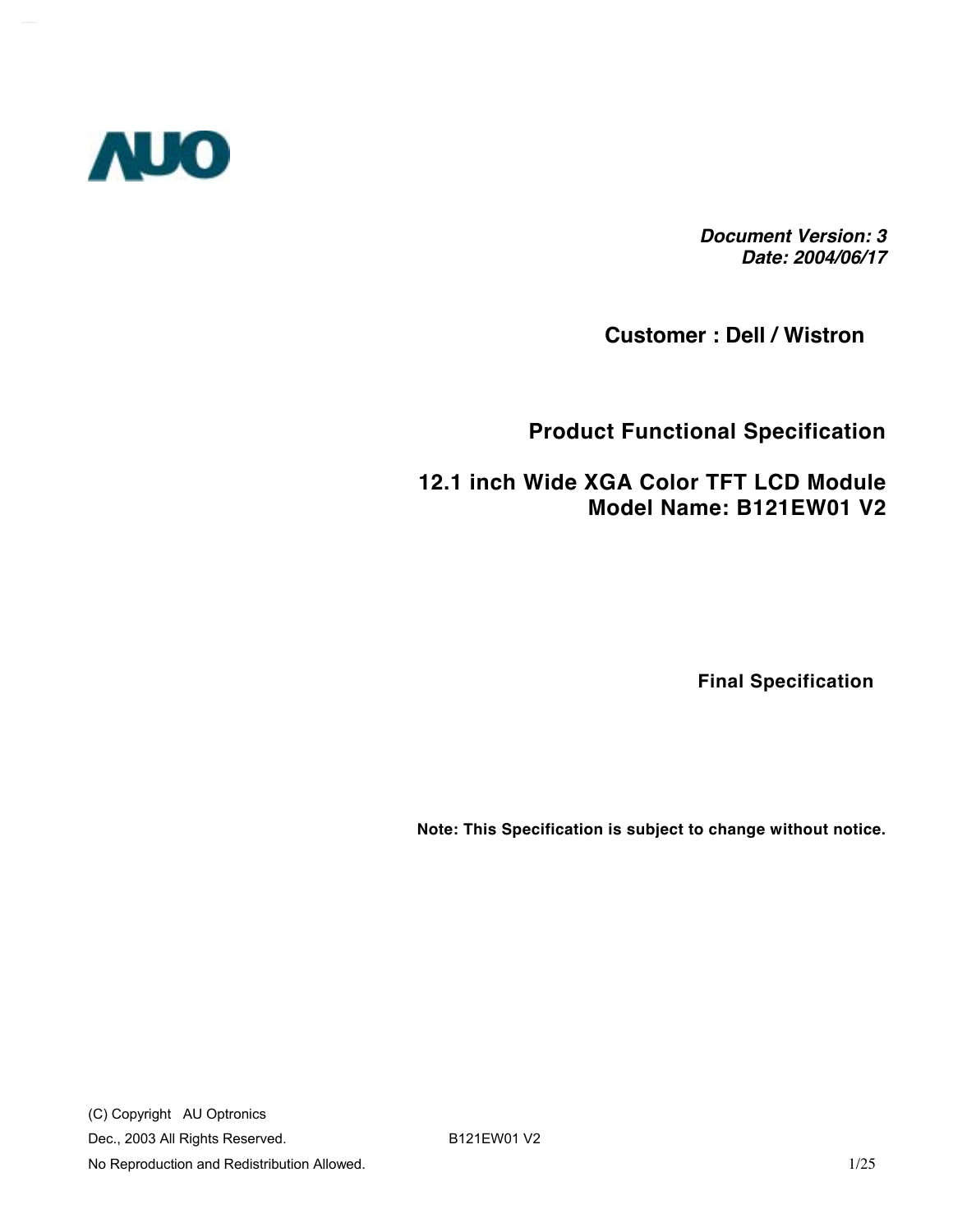AUO

***Document Version: 3***
***Date: 2004/06/17***

**Customer : Dell / Wistron**

# Product Functional Specification

# 12.1 inch Wide XGA Color TFT LCD Module
# Model Name: B121EW01 V2

**Final Specification**

**Note: This Specification is subject to change without notice.**

(C) Copyright AU Optronics
Dec., 2003 All Rights Reserved.
No Reproduction and Redistribution Allowed.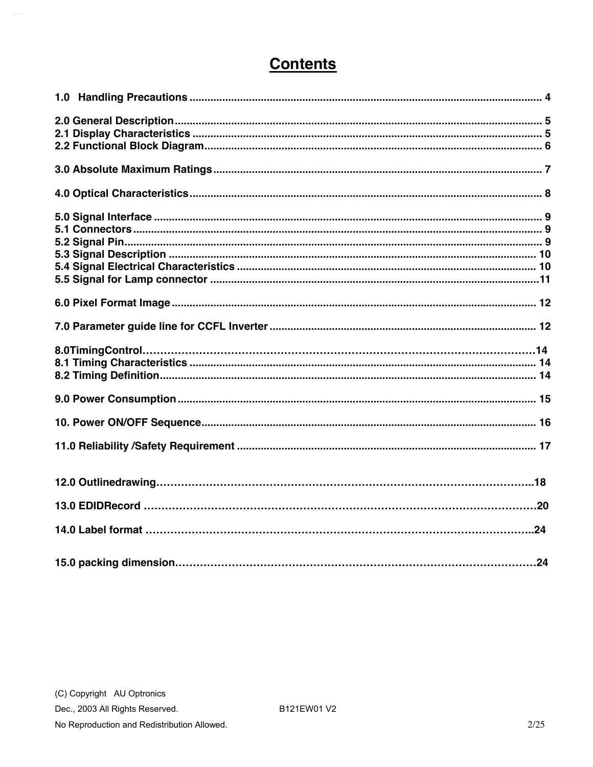# Contents

1.0 Handling Precautions ........................................................................................................ 4

2.0 General Description ........................................................................................................ 5
2.1 Display Characteristics ...................................................................................................... 5
2.2 Functional Block Diagram ................................................................................................. 6

3.0 Absolute Maximum Ratings ............................................................................................. 7

4.0 Optical Characteristics ...................................................................................................... 8

5.0 Signal Interface ................................................................................................................ 9
5.1 Connectors ........................................................................................................................ 9
5.2 Signal Pin .......................................................................................................................... 9
5.3 Signal Description ........................................................................................................... 10
5.4 Signal Electrical Characteristics ..................................................................................... 10
5.5 Signal for Lamp connector ............................................................................................... 11

6.0 Pixel Format Image ......................................................................................................... 12

7.0 Parameter guide line for CCFL Inverter .......................................................................... 12

8.0TimingControl……………………………………………………………………………………14
8.1 Timing Characteristics .................................................................................................... 14
8.2 Timing Definition ............................................................................................................. 14

9.0 Power Consumption ........................................................................................................ 15

10. Power ON/OFF Sequence ................................................................................................ 16

11.0 Reliability /Safety Requirement .................................................................................... 17

12.0 Outlinedrawing……………………………………………………………………………………..18

13.0 EDIDRecord ………………………………………………………………………………………20

14.0 Label format ……………………………………………………………………………………..24

15.0 packing dimension…………………………………………………………………………………24

(C) Copyright AU Optronics
Dec., 2003 All Rights Reserved. B121EW01 V2
No Reproduction and Redistribution Allowed.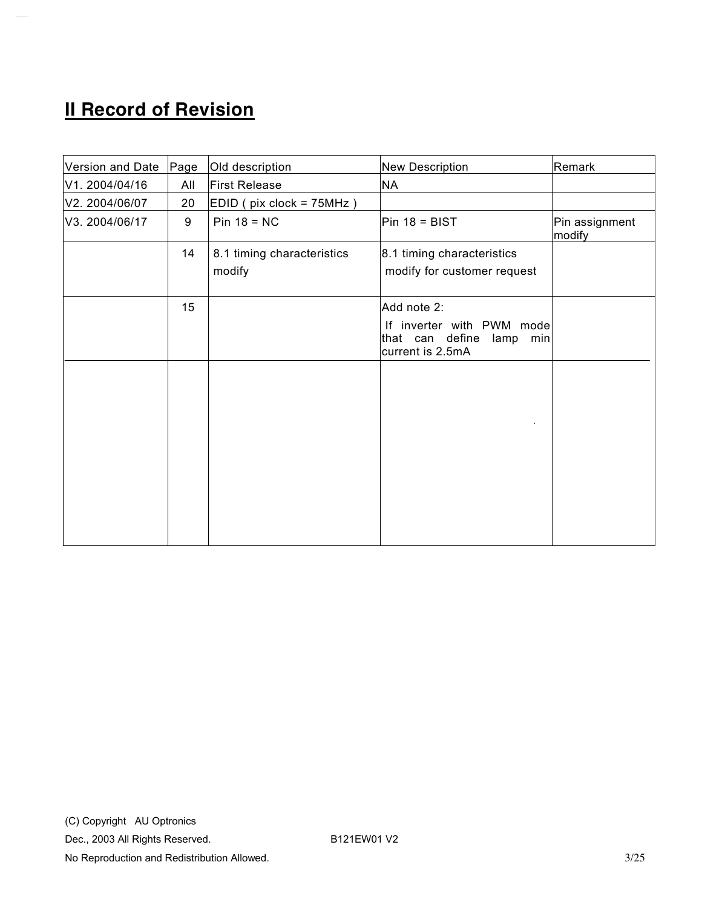## II Record of Revision

| Version and Date | Page | Old description | New Description | Remark |
|---|---|---|---|---|
| V1. 2004/04/16 | All | First Release | NA | |
| V2. 2004/06/07 | 20 | EDID ( pix clock = 75MHz ) | | |
| V3. 2004/06/17 | 9 | Pin 18 = NC | Pin 18 = BIST | Pin assignment modify |
| | 14 | 8.1 timing characteristics modify | 8.1 timing characteristics modify for customer request | |
| | 15 | | Add note 2: If inverter with PWM mode that can define lamp min current is 2.5mA | |
| | | | | |

(C) Copyright AU Optronics
Dec., 2003 All Rights Reserved. B121EW01 V2
No Reproduction and Redistribution Allowed.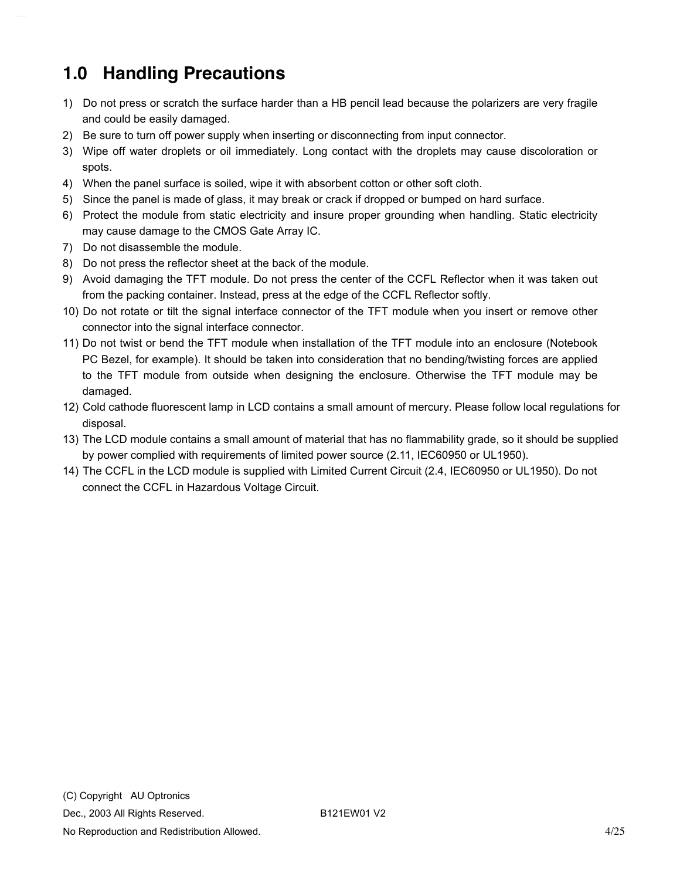# 1.0 Handling Precautions

1) Do not press or scratch the surface harder than a HB pencil lead because the polarizers are very fragile and could be easily damaged.
2) Be sure to turn off power supply when inserting or disconnecting from input connector.
3) Wipe off water droplets or oil immediately. Long contact with the droplets may cause discoloration or spots.
4) When the panel surface is soiled, wipe it with absorbent cotton or other soft cloth.
5) Since the panel is made of glass, it may break or crack if dropped or bumped on hard surface.
6) Protect the module from static electricity and insure proper grounding when handling. Static electricity may cause damage to the CMOS Gate Array IC.
7) Do not disassemble the module.
8) Do not press the reflector sheet at the back of the module.
9) Avoid damaging the TFT module. Do not press the center of the CCFL Reflector when it was taken out from the packing container. Instead, press at the edge of the CCFL Reflector softly.
10) Do not rotate or tilt the signal interface connector of the TFT module when you insert or remove other connector into the signal interface connector.
11) Do not twist or bend the TFT module when installation of the TFT module into an enclosure (Notebook PC Bezel, for example). It should be taken into consideration that no bending/twisting forces are applied to the TFT module from outside when designing the enclosure. Otherwise the TFT module may be damaged.
12) Cold cathode fluorescent lamp in LCD contains a small amount of mercury. Please follow local regulations for disposal.
13) The LCD module contains a small amount of material that has no flammability grade, so it should be supplied by power complied with requirements of limited power source (2.11, IEC60950 or UL1950).
14) The CCFL in the LCD module is supplied with Limited Current Circuit (2.4, IEC60950 or UL1950). Do not connect the CCFL in Hazardous Voltage Circuit.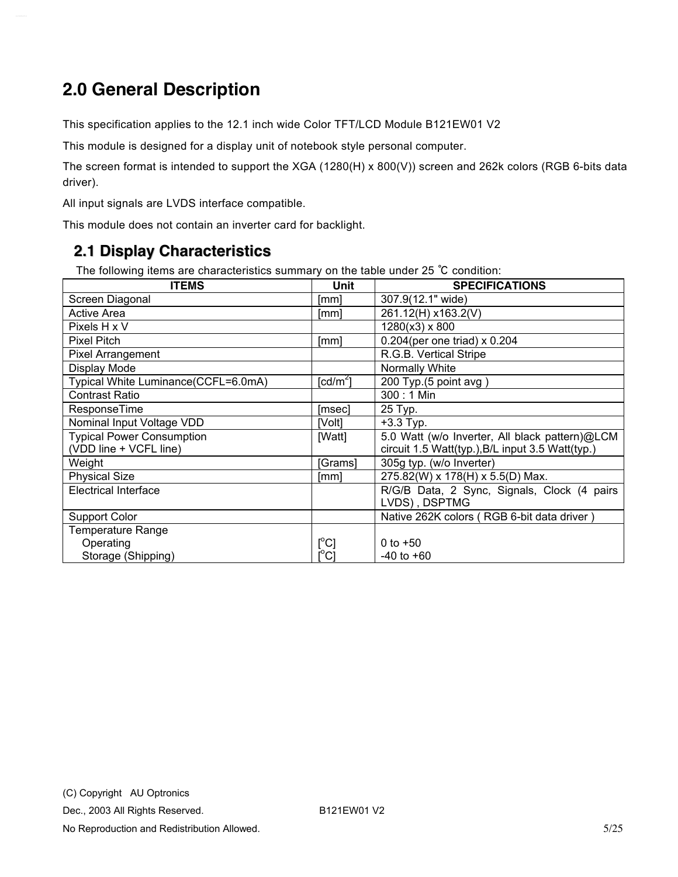# 2.0 General Description

This specification applies to the 12.1 inch wide Color TFT/LCD Module B121EW01 V2

This module is designed for a display unit of notebook style personal computer.

The screen format is intended to support the XGA (1280(H) x 800(V)) screen and 262k colors (RGB 6-bits data driver).

All input signals are LVDS interface compatible.

This module does not contain an inverter card for backlight.

## 2.1 Display Characteristics

The following items are characteristics summary on the table under 25 ℃ condition:

| ITEMS | Unit | SPECIFICATIONS |
|---|---|---|
| Screen Diagonal | [mm] | 307.9(12.1" wide) |
| Active Area | [mm] | 261.12(H) x163.2(V) |
| Pixels H x V | | 1280(x3) x 800 |
| Pixel Pitch | [mm] | 0.204(per one triad) x 0.204 |
| Pixel Arrangement | | R.G.B. Vertical Stripe |
| Display Mode | | Normally White |
| Typical White Luminance(CCFL=6.0mA) | [cd/m$^2$] | 200 Typ.(5 point avg ) |
| Contrast Ratio | | 300 : 1 Min |
| ResponseTime | [msec] | 25 Typ. |
| Nominal Input Voltage VDD | [Volt] | +3.3 Typ. |
| Typical Power Consumption (VDD line + VCFL line) | [Watt] | 5.0 Watt (w/o Inverter, All black pattern)@LCM circuit 1.5 Watt(typ.),B/L input 3.5 Watt(typ.) |
| Weight | [Grams] | 305g typ. (w/o Inverter) |
| Physical Size | [mm] | 275.82(W) x 178(H) x 5.5(D) Max. |
| Electrical Interface | | R/G/B Data, 2 Sync, Signals, Clock (4 pairs LVDS) , DSPTMG |
| Support Color | | Native 262K colors ( RGB 6-bit data driver ) |
| Temperature Range<br>Operating<br>Storage (Shipping) | <br>[$^o$C]<br>[$^o$C] | <br>0 to +50<br>-40 to +60 |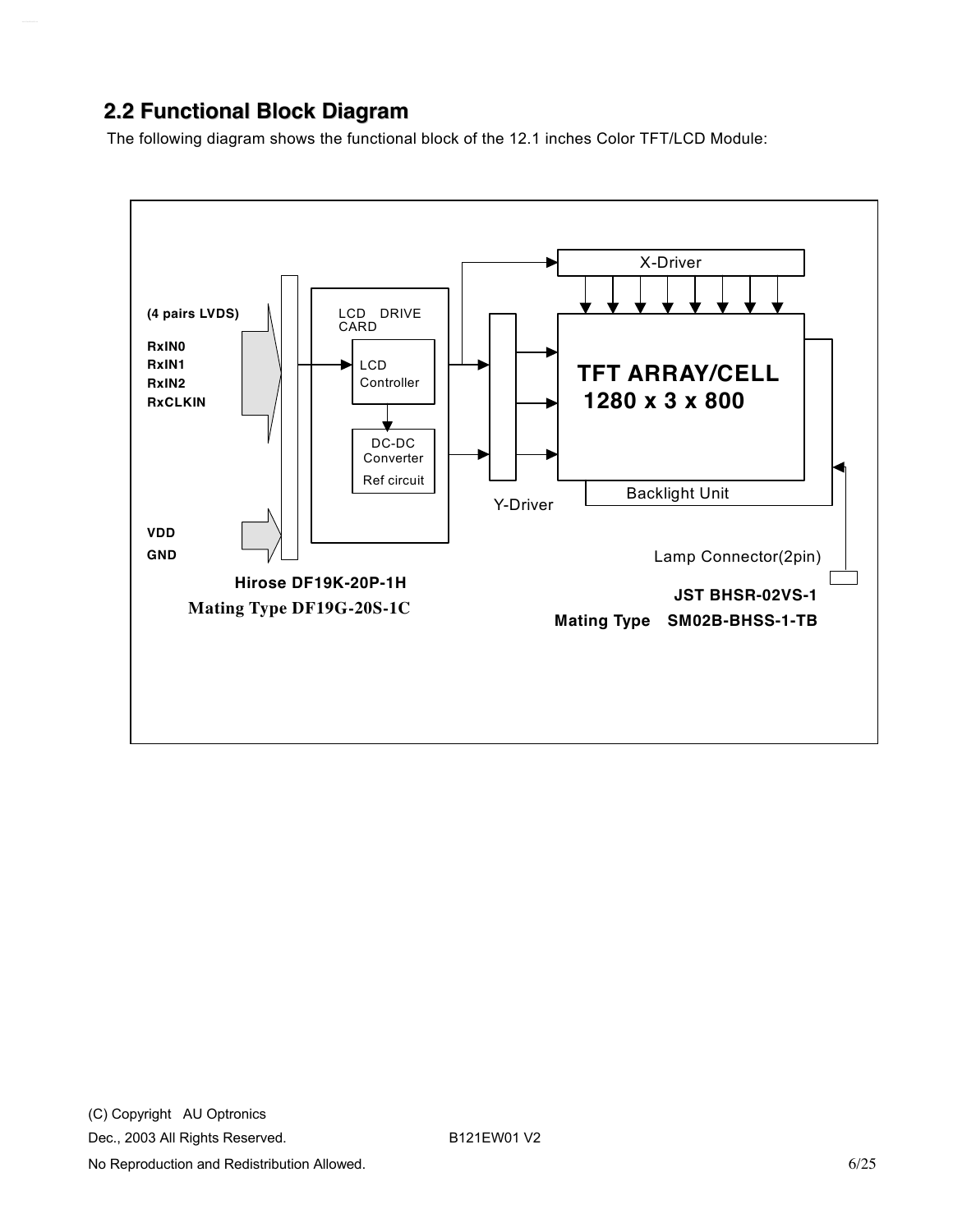## 2.2 Functional Block Diagram

The following diagram shows the functional block of the 12.1 inches Color TFT/LCD Module:

(4 pairs LVDS)

RxIN0
RxIN1
RxIN2
RxCLKIN

VDD
GND

LCD DRIVE CARD

LCD Controller

DC-DC Converter
Ref circuit

X-Driver

Y-Driver

TFT ARRAY/CELL
1280 x 3 x 800

Backlight Unit

Lamp Connector(2pin)

Hirose DF19K-20P-1H
Mating Type DF19G-20S-1C

JST BHSR-02VS-1
Mating Type SM02B-BHSS-1-TB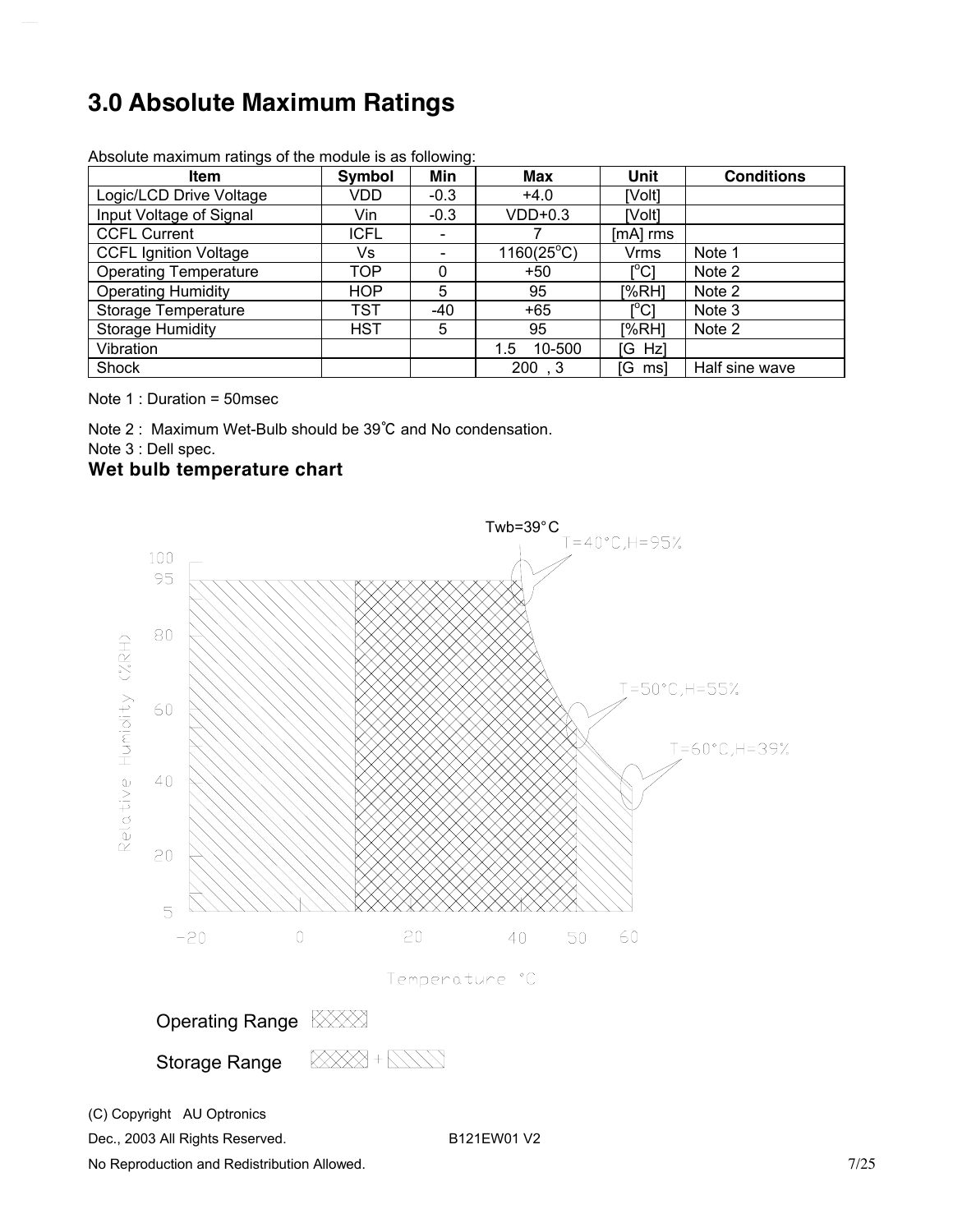# 3.0 Absolute Maximum Ratings

Absolute maximum ratings of the module is as following:

| Item | Symbol | Min | Max | Unit | Conditions |
|---|---|---|---|---|---|
| Logic/LCD Drive Voltage | VDD | -0.3 | +4.0 | [Volt] | |
| Input Voltage of Signal | Vin | -0.3 | VDD+0.3 | [Volt] | |
| CCFL Current | ICFL | - | 7 | [mA] rms | |
| CCFL Ignition Voltage | Vs | - | 1160(25°C) | Vrms | Note 1 |
| Operating Temperature | TOP | 0 | +50 | [°C] | Note 2 |
| Operating Humidity | HOP | 5 | 95 | [%RH] | Note 2 |
| Storage Temperature | TST | -40 | +65 | [°C] | Note 3 |
| Storage Humidity | HST | 5 | 95 | [%RH] | Note 2 |
| Vibration | | | 1.5 10-500 | [G Hz] | |
| Shock | | | 200 , 3 | [G ms] | Half sine wave |

Note 1 : Duration = 50msec

Note 2 : Maximum Wet-Bulb should be 39℃ and No condensation.

Note 3 : Dell spec.

### Wet bulb temperature chart

Twb=39°C

T=40°C,H=95%

T=50°C,H=55%

T=60°C,H=39%

Relative Humidity (%RH)

Temperature °C

Operating Range

Storage Range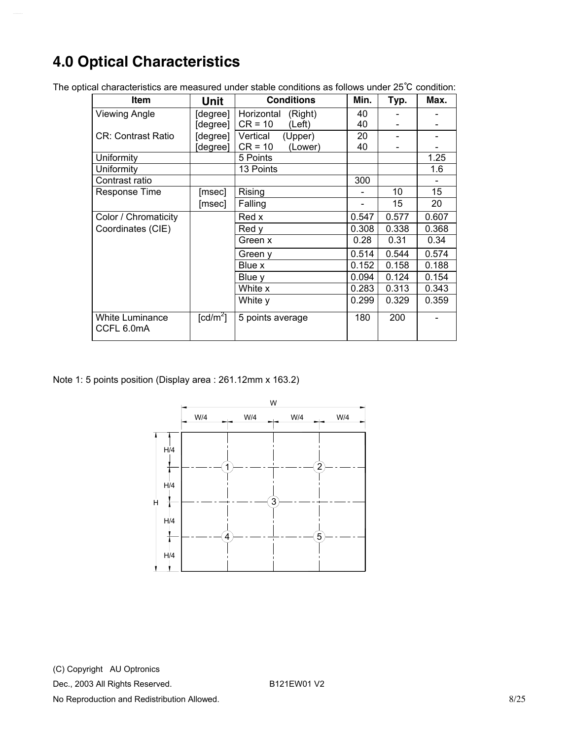# 4.0 Optical Characteristics

The optical characteristics are measured under stable conditions as follows under 25℃ condition:

| Item | Unit | Conditions | Min. | Typ. | Max. |
|---|---|---|---|---|---|
| Viewing Angle | [degree] | Horizontal (Right) | 40 | - | - |
| | [degree] | CR = 10 (Left) | 40 | - | - |
| CR: Contrast Ratio | [degree] | Vertical (Upper) | 20 | - | - |
| | [degree] | CR = 10 (Lower) | 40 | - | - |
| Uniformity | | 5 Points | | | 1.25 |
| Uniformity | | 13 Points | | | 1.6 |
| Contrast ratio | | | 300 | | - |
| Response Time | [msec] | Rising | - | 10 | 15 |
| | [msec] | Falling | - | 15 | 20 |
| Color / Chromaticity Coordinates (CIE) | | Red x | 0.547 | 0.577 | 0.607 |
| | | Red y | 0.308 | 0.338 | 0.368 |
| | | Green x | 0.28 | 0.31 | 0.34 |
| | | Green y | 0.514 | 0.544 | 0.574 |
| | | Blue x | 0.152 | 0.158 | 0.188 |
| | | Blue y | 0.094 | 0.124 | 0.154 |
| | | White x | 0.283 | 0.313 | 0.343 |
| | | White y | 0.299 | 0.329 | 0.359 |
| White Luminance CCFL 6.0mA | [cd/m$^2$] | 5 points average | 180 | 200 | - |

Note 1: 5 points position (Display area : 261.12mm x 163.2)

W

W/4 W/4 W/4 W/4

H/4 H/4 H/4 H/4

H

1 2 3 4 5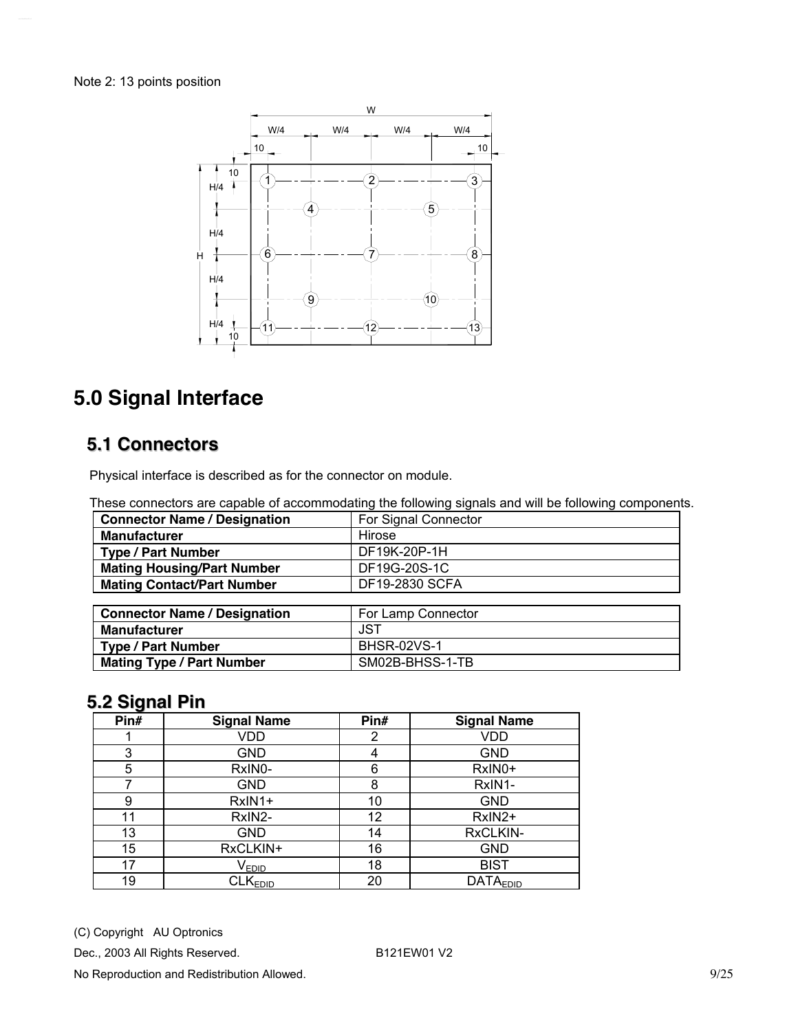Note 2: 13 points position

# 5.0 Signal Interface

## 5.1 Connectors

Physical interface is described as for the connector on module.

These connectors are capable of accommodating the following signals and will be following components.

| Connector Name / Designation | For Signal Connector |
|---|---|
| Manufacturer | Hirose |
| Type / Part Number | DF19K-20P-1H |
| Mating Housing/Part Number | DF19G-20S-1C |
| Mating Contact/Part Number | DF19-2830 SCFA |

| Connector Name / Designation | For Lamp Connector |
|---|---|
| Manufacturer | JST |
| Type / Part Number | BHSR-02VS-1 |
| Mating Type / Part Number | SM02B-BHSS-1-TB |

## 5.2 Signal Pin

| Pin# | Signal Name | Pin# | Signal Name |
|---|---|---|---|
| 1 | VDD | 2 | VDD |
| 3 | GND | 4 | GND |
| 5 | RxIN0- | 6 | RxIN0+ |
| 7 | GND | 8 | RxIN1- |
| 9 | RxIN1+ | 10 | GND |
| 11 | RxIN2- | 12 | RxIN2+ |
| 13 | GND | 14 | RxCLKIN- |
| 15 | RxCLKIN+ | 16 | GND |
| 17 | $V_{EDID}$ | 18 | BIST |
| 19 | $CLK_{EDID}$ | 20 | $DATA_{EDID}$ |

(C) Copyright AU Optronics

Dec., 2003 All Rights Reserved. B121EW01 V2

No Reproduction and Redistribution Allowed.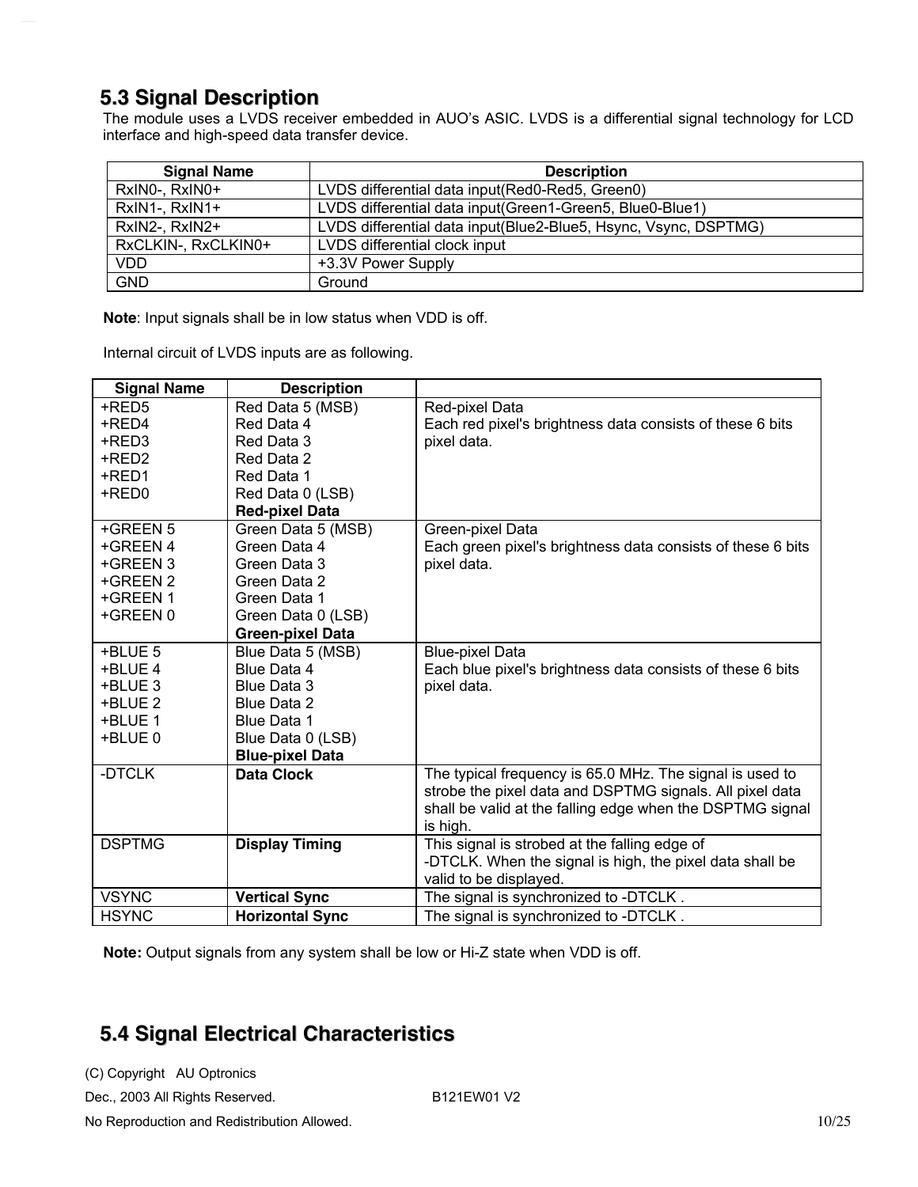## 5.3 Signal Description

The module uses a LVDS receiver embedded in AUO's ASIC. LVDS is a differential signal technology for LCD interface and high-speed data transfer device.

| Signal Name | Description |
|---|---|
| RxIN0-, RxIN0+ | LVDS differential data input(Red0-Red5, Green0) |
| RxIN1-, RxIN1+ | LVDS differential data input(Green1-Green5, Blue0-Blue1) |
| RxIN2-, RxIN2+ | LVDS differential data input(Blue2-Blue5, Hsync, Vsync, DSPTMG) |
| RxCLKIN-, RxCLKIN0+ | LVDS differential clock input |
| VDD | +3.3V Power Supply |
| GND | Ground |

**Note**: Input signals shall be in low status when VDD is off.

Internal circuit of LVDS inputs are as following.

| Signal Name | Description | |
|---|---|---|
| +RED5<br>+RED4<br>+RED3<br>+RED2<br>+RED1<br>+RED0 | Red Data 5 (MSB)<br>Red Data 4<br>Red Data 3<br>Red Data 2<br>Red Data 1<br>Red Data 0 (LSB)<br>**Red-pixel Data** | Red-pixel Data<br>Each red pixel's brightness data consists of these 6 bits pixel data. |
| +GREEN 5<br>+GREEN 4<br>+GREEN 3<br>+GREEN 2<br>+GREEN 1<br>+GREEN 0 | Green Data 5 (MSB)<br>Green Data 4<br>Green Data 3<br>Green Data 2<br>Green Data 1<br>Green Data 0 (LSB)<br>**Green-pixel Data** | Green-pixel Data<br>Each green pixel's brightness data consists of these 6 bits pixel data. |
| +BLUE 5<br>+BLUE 4<br>+BLUE 3<br>+BLUE 2<br>+BLUE 1<br>+BLUE 0 | Blue Data 5 (MSB)<br>Blue Data 4<br>Blue Data 3<br>Blue Data 2<br>Blue Data 1<br>Blue Data 0 (LSB)<br>**Blue-pixel Data** | Blue-pixel Data<br>Each blue pixel's brightness data consists of these 6 bits pixel data. |
| -DTCLK | **Data Clock** | The typical frequency is 65.0 MHz. The signal is used to strobe the pixel data and DSPTMG signals. All pixel data shall be valid at the falling edge when the DSPTMG signal is high. |
| DSPTMG | **Display Timing** | This signal is strobed at the falling edge of -DTCLK. When the signal is high, the pixel data shall be valid to be displayed. |
| VSYNC | **Vertical Sync** | The signal is synchronized to -DTCLK . |
| HSYNC | **Horizontal Sync** | The signal is synchronized to -DTCLK . |

**Note:** Output signals from any system shall be low or Hi-Z state when VDD is off.

## 5.4 Signal Electrical Characteristics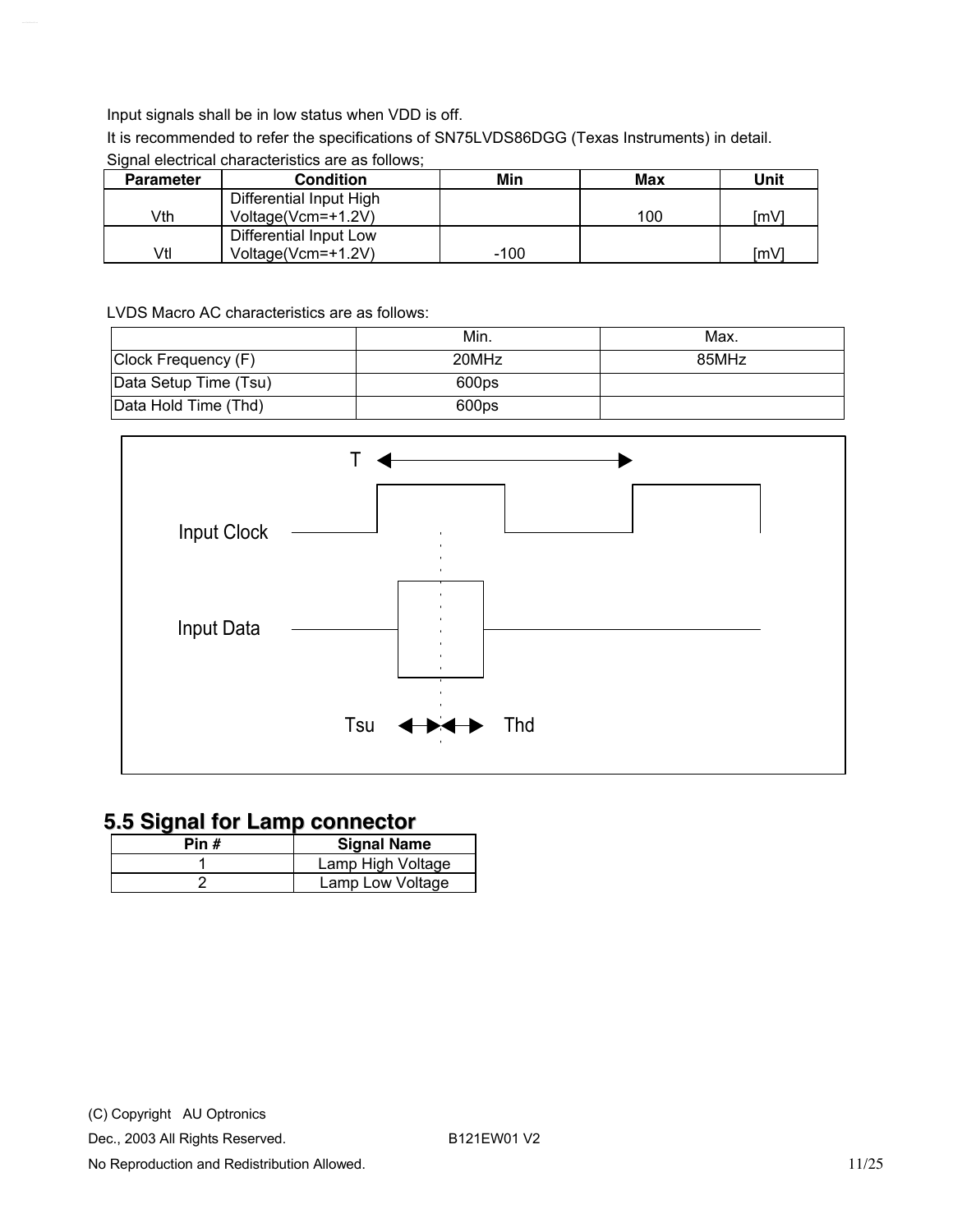Input signals shall be in low status when VDD is off.

It is recommended to refer the specifications of SN75LVDS86DGG (Texas Instruments) in detail.

Signal electrical characteristics are as follows;

| Parameter | Condition | Min | Max | Unit |
|---|---|---|---|---|
| Vth | Differential Input High Voltage(Vcm=+1.2V) | | 100 | [mV] |
| Vtl | Differential Input Low Voltage(Vcm=+1.2V) | -100 | | [mV] |

LVDS Macro AC characteristics are as follows:

| | Min. | Max. |
|---|---|---|
| Clock Frequency (F) | 20MHz | 85MHz |
| Data Setup Time (Tsu) | 600ps | |
| Data Hold Time (Thd) | 600ps | |

T

Input Clock

Input Data

Tsu Thd

## 5.5 Signal for Lamp connector

| Pin # | Signal Name |
|---|---|
| 1 | Lamp High Voltage |
| 2 | Lamp Low Voltage |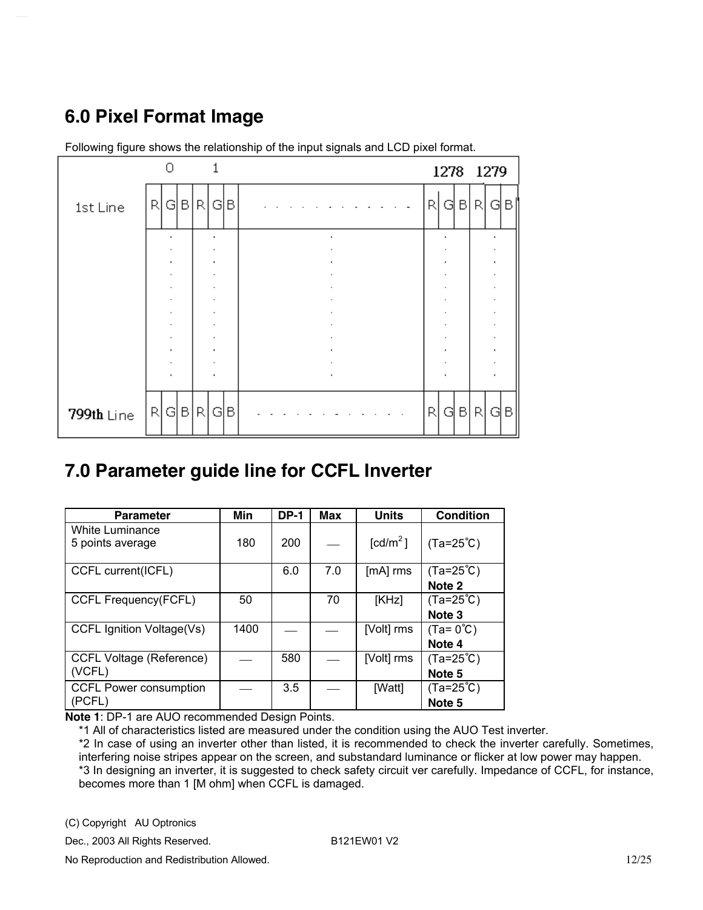## 6.0 Pixel Format Image

Following figure shows the relationship of the input signals and LCD pixel format.

| | 0 | | | 1 | | | | 1278 | | | 1279 | | |
|---|---|---|---|---|---|---|---|---|---|---|---|---|---|
| 1st Line | R | G | B | R | G | B | . . . . . . . . . . . . | R | G | B | R | G | B |
| ⋮ | ⋮ | | | ⋮ | | | ⋮ | ⋮ | | | ⋮ | | |
| 799th Line | R | G | B | R | G | B | . . . . . . . . . . . . | R | G | B | R | G | B |

## 7.0 Parameter guide line for CCFL Inverter

| Parameter | Min | DP-1 | Max | Units | Condition |
|---|---|---|---|---|---|
| White Luminance<br>5 points average | 180 | 200 | — | [cd/m$^2$] | (Ta=25℃) |
| CCFL current(ICFL) | | 6.0 | 7.0 | [mA] rms | (Ta=25℃)<br>**Note 2** |
| CCFL Frequency(FCFL) | 50 | | 70 | [KHz] | (Ta=25℃)<br>**Note 3** |
| CCFL Ignition Voltage(Vs) | 1400 | — | — | [Volt] rms | (Ta= 0℃)<br>**Note 4** |
| CCFL Voltage (Reference)<br>(VCFL) | — | 580 | — | [Volt] rms | (Ta=25℃)<br>**Note 5** |
| CCFL Power consumption<br>(PCFL) | — | 3.5 | — | [Watt] | (Ta=25℃)<br>**Note 5** |

**Note 1**: DP-1 are AUO recommended Design Points.

*1 All of characteristics listed are measured under the condition using the AUO Test inverter.

*2 In case of using an inverter other than listed, it is recommended to check the inverter carefully. Sometimes, interfering noise stripes appear on the screen, and substandard luminance or flicker at low power may happen.

*3 In designing an inverter, it is suggested to check safety circuit ver carefully. Impedance of CCFL, for instance, becomes more than 1 [M ohm] when CCFL is damaged.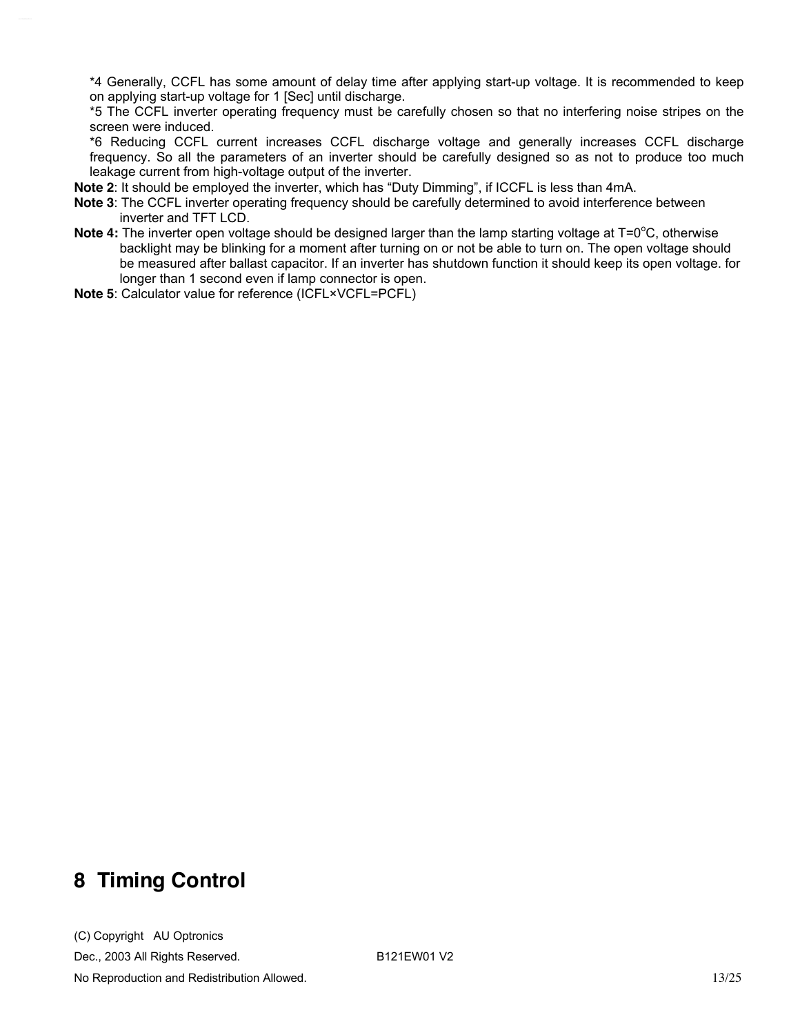*4 Generally, CCFL has some amount of delay time after applying start-up voltage. It is recommended to keep on applying start-up voltage for 1 [Sec] until discharge.

*5 The CCFL inverter operating frequency must be carefully chosen so that no interfering noise stripes on the screen were induced.

*6 Reducing CCFL current increases CCFL discharge voltage and generally increases CCFL discharge frequency. So all the parameters of an inverter should be carefully designed so as not to produce too much leakage current from high-voltage output of the inverter.

**Note 2**: It should be employed the inverter, which has "Duty Dimming", if ICCFL is less than 4mA.

**Note 3**: The CCFL inverter operating frequency should be carefully determined to avoid interference between inverter and TFT LCD.

**Note 4:** The inverter open voltage should be designed larger than the lamp starting voltage at T=0$^{o}$C, otherwise backlight may be blinking for a moment after turning on or not be able to turn on. The open voltage should be measured after ballast capacitor. If an inverter has shutdown function it should keep its open voltage. for longer than 1 second even if lamp connector is open.

**Note 5**: Calculator value for reference (ICFL×VCFL=PCFL)

# 8 Timing Control

(C) Copyright AU Optronics

Dec., 2003 All Rights Reserved. B121EW01 V2

No Reproduction and Redistribution Allowed.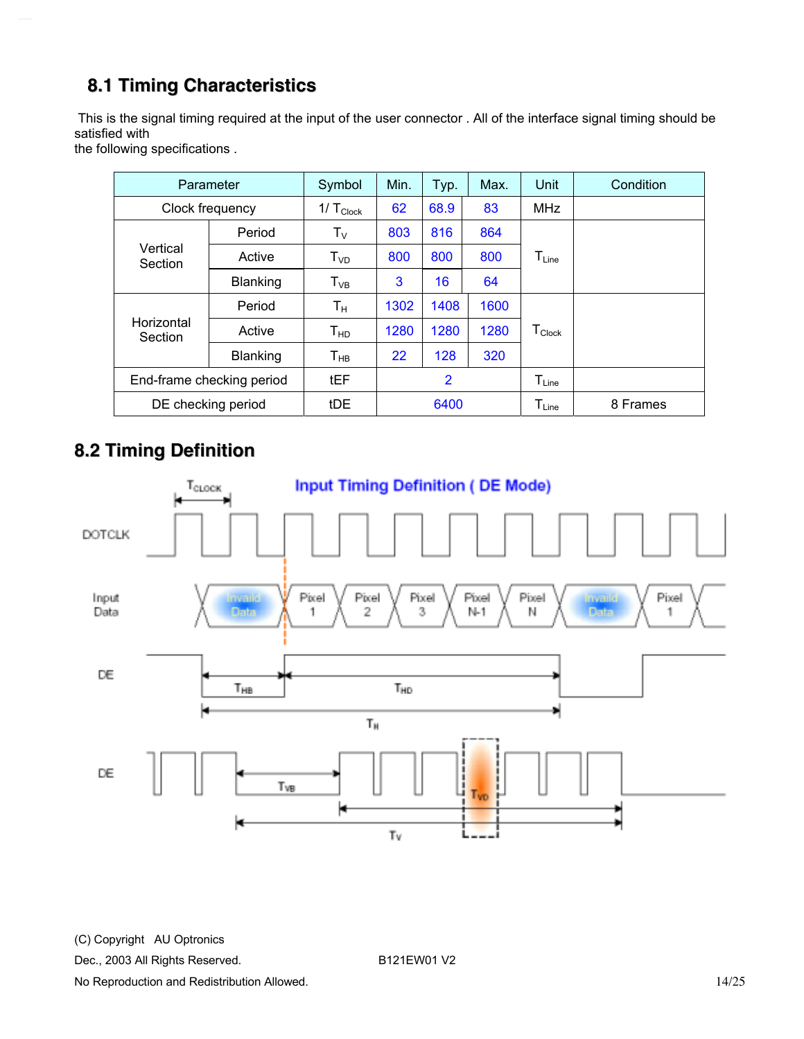## 8.1 Timing Characteristics

This is the signal timing required at the input of the user connector . All of the interface signal timing should be satisfied with
the following specifications .

| Parameter | | Symbol | Min. | Typ. | Max. | Unit | Condition |
|---|---|---|---|---|---|---|---|
| Clock frequency | | $1/T_{Clock}$ | 62 | 68.9 | 83 | MHz | |
| Vertical Section | Period | $T_V$ | 803 | 816 | 864 | $T_{Line}$ | |
| | Active | $T_{VD}$ | 800 | 800 | 800 | | |
| | Blanking | $T_{VB}$ | 3 | 16 | 64 | | |
| Horizontal Section | Period | $T_H$ | 1302 | 1408 | 1600 | $T_{Clock}$ | |
| | Active | $T_{HD}$ | 1280 | 1280 | 1280 | | |
| | Blanking | $T_{HB}$ | 22 | 128 | 320 | | |
| End-frame checking period | | tEF | | 2 | | $T_{Line}$ | |
| DE checking period | | tDE | | 6400 | | $T_{Line}$ | 8 Frames |

## 8.2 Timing Definition

Input Timing Definition ( DE Mode)

DOTCLK, Input Data (Invaild Data, Pixel 1, Pixel 2, Pixel 3, Pixel N-1, Pixel N, Invaild Data, Pixel 1), DE ($T_{HB}$, $T_{HD}$, $T_H$), DE ($T_{VB}$, $T_{VD}$, $T_V$), $T_{CLOCK}$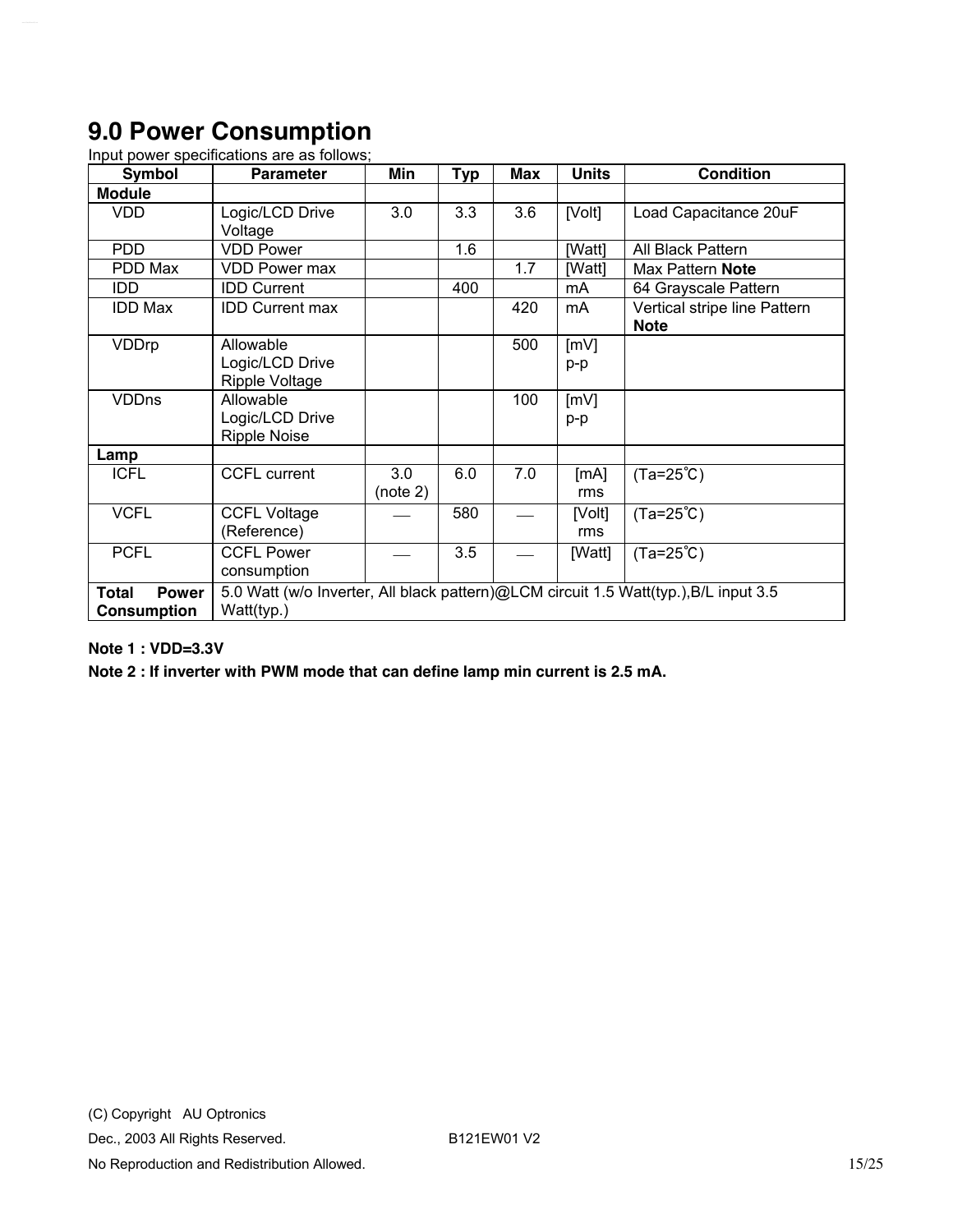# 9.0 Power Consumption

Input power specifications are as follows;

| Symbol | Parameter | Min | Typ | Max | Units | Condition |
|---|---|---|---|---|---|---|
| **Module** | | | | | | |
| VDD | Logic/LCD Drive Voltage | 3.0 | 3.3 | 3.6 | [Volt] | Load Capacitance 20uF |
| PDD | VDD Power | | 1.6 | | [Watt] | All Black Pattern |
| PDD Max | VDD Power max | | | 1.7 | [Watt] | Max Pattern **Note** |
| IDD | IDD Current | | 400 | | mA | 64 Grayscale Pattern |
| IDD Max | IDD Current max | | | 420 | mA | Vertical stripe line Pattern **Note** |
| VDDrp | Allowable Logic/LCD Drive Ripple Voltage | | | 500 | [mV] p-p | |
| VDDns | Allowable Logic/LCD Drive Ripple Noise | | | 100 | [mV] p-p | |
| **Lamp** | | | | | | |
| ICFL | CCFL current | 3.0 (note 2) | 6.0 | 7.0 | [mA] rms | (Ta=25℃) |
| VCFL | CCFL Voltage (Reference) | — | 580 | — | [Volt] rms | (Ta=25℃) |
| PCFL | CCFL Power consumption | — | 3.5 | — | [Watt] | (Ta=25℃) |
| **Total Power Consumption** | 5.0 Watt (w/o Inverter, All black pattern)@LCM circuit 1.5 Watt(typ.),B/L input 3.5 Watt(typ.) | | | | | |

**Note 1 : VDD=3.3V**

**Note 2 : If inverter with PWM mode that can define lamp min current is 2.5 mA.**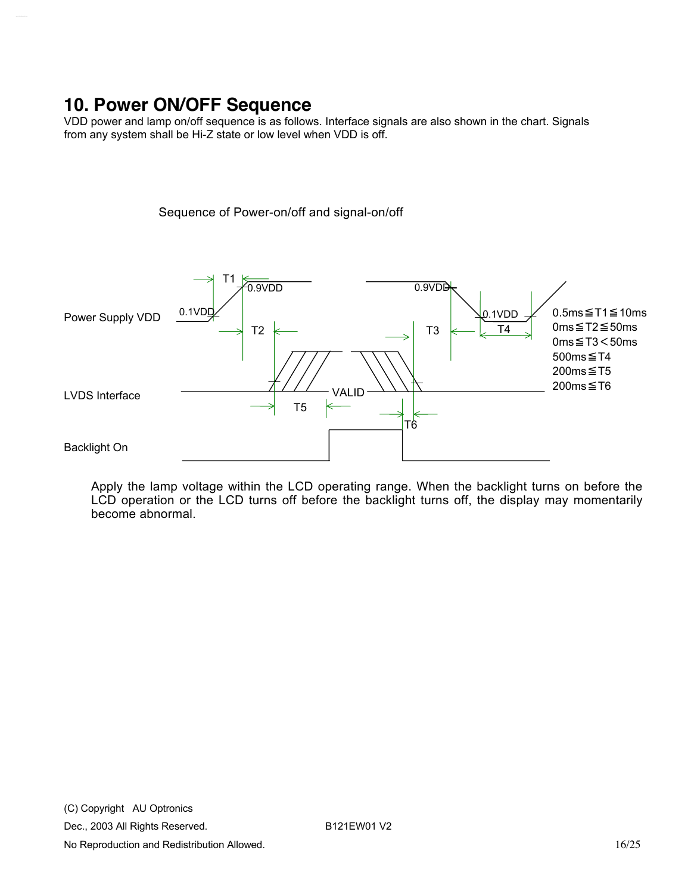# 10. Power ON/OFF Sequence

VDD power and lamp on/off sequence is as follows. Interface signals are also shown in the chart. Signals from any system shall be Hi-Z state or low level when VDD is off.

Sequence of Power-on/off and signal-on/off

Power Supply VDD

LVDS Interface

Backlight On

T1 0.9VDD 0.1VDD T2 VALID T5 T6 0.9VDD T3 0.1VDD T4

0.5ms ≦ T1 ≦ 10ms
0ms ≦ T2 ≦ 50ms
0ms ≦ T3 < 50ms
500ms ≦ T4
200ms ≦ T5
200ms ≦ T6

Apply the lamp voltage within the LCD operating range. When the backlight turns on before the LCD operation or the LCD turns off before the backlight turns off, the display may momentarily become abnormal.

(C) Copyright AU Optronics
Dec., 2003 All Rights Reserved. B121EW01 V2
No Reproduction and Redistribution Allowed.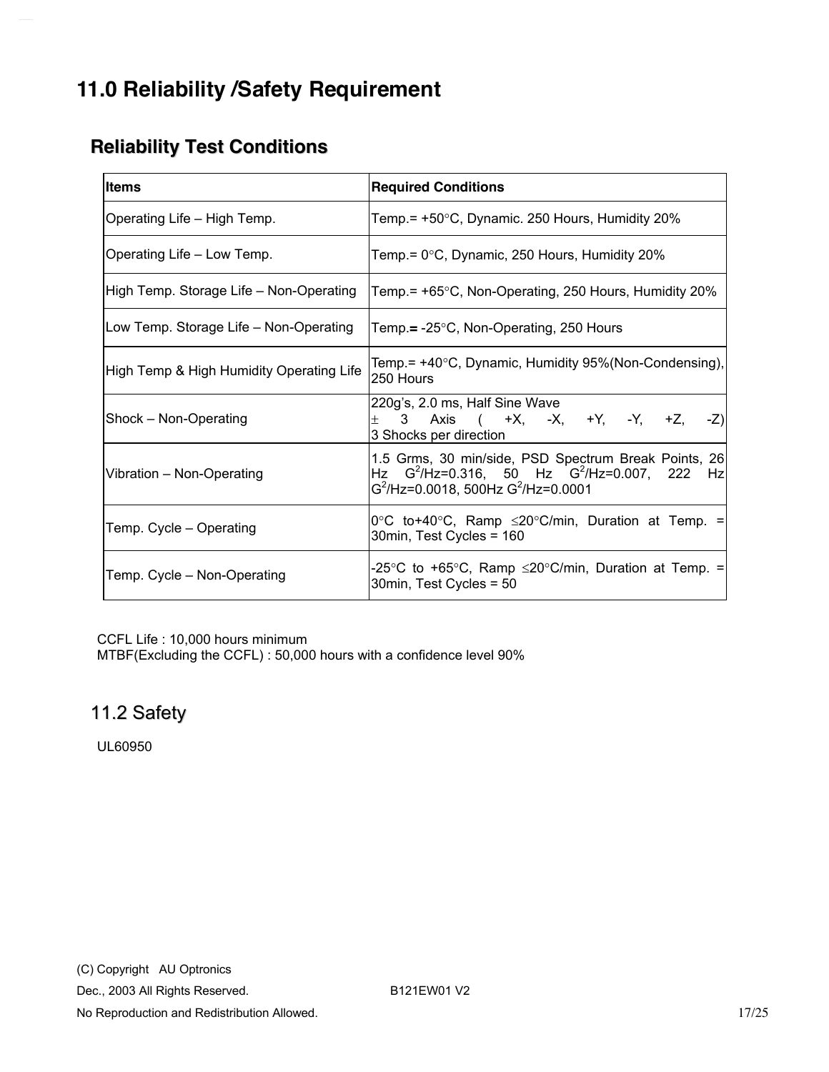# 11.0 Reliability /Safety Requirement

## Reliability Test Conditions

| Items | Required Conditions |
|---|---|
| Operating Life – High Temp. | Temp.= +50°C, Dynamic. 250 Hours, Humidity 20% |
| Operating Life – Low Temp. | Temp.= 0°C, Dynamic, 250 Hours, Humidity 20% |
| High Temp. Storage Life – Non-Operating | Temp.= +65°C, Non-Operating, 250 Hours, Humidity 20% |
| Low Temp. Storage Life – Non-Operating | Temp.= -25°C, Non-Operating, 250 Hours |
| High Temp & High Humidity Operating Life | Temp.= +40°C, Dynamic, Humidity 95%(Non-Condensing), 250 Hours |
| Shock – Non-Operating | 220g's, 2.0 ms, Half Sine Wave ± 3 Axis ( +X, -X, +Y, -Y, +Z, -Z) 3 Shocks per direction |
| Vibration – Non-Operating | 1.5 Grms, 30 min/side, PSD Spectrum Break Points, 26 Hz $G^2$/Hz=0.316, 50 Hz $G^2$/Hz=0.007, 222 Hz $G^2$/Hz=0.0018, 500Hz $G^2$/Hz=0.0001 |
| Temp. Cycle – Operating | 0°C to+40°C, Ramp ≤20°C/min, Duration at Temp. = 30min, Test Cycles = 160 |
| Temp. Cycle – Non-Operating | -25°C to +65°C, Ramp ≤20°C/min, Duration at Temp. = 30min, Test Cycles = 50 |

CCFL Life : 10,000 hours minimum
MTBF(Excluding the CCFL) : 50,000 hours with a confidence level 90%

## 11.2 Safety

UL60950

(C) Copyright AU Optronics
Dec., 2003 All Rights Reserved. B121EW01 V2
No Reproduction and Redistribution Allowed.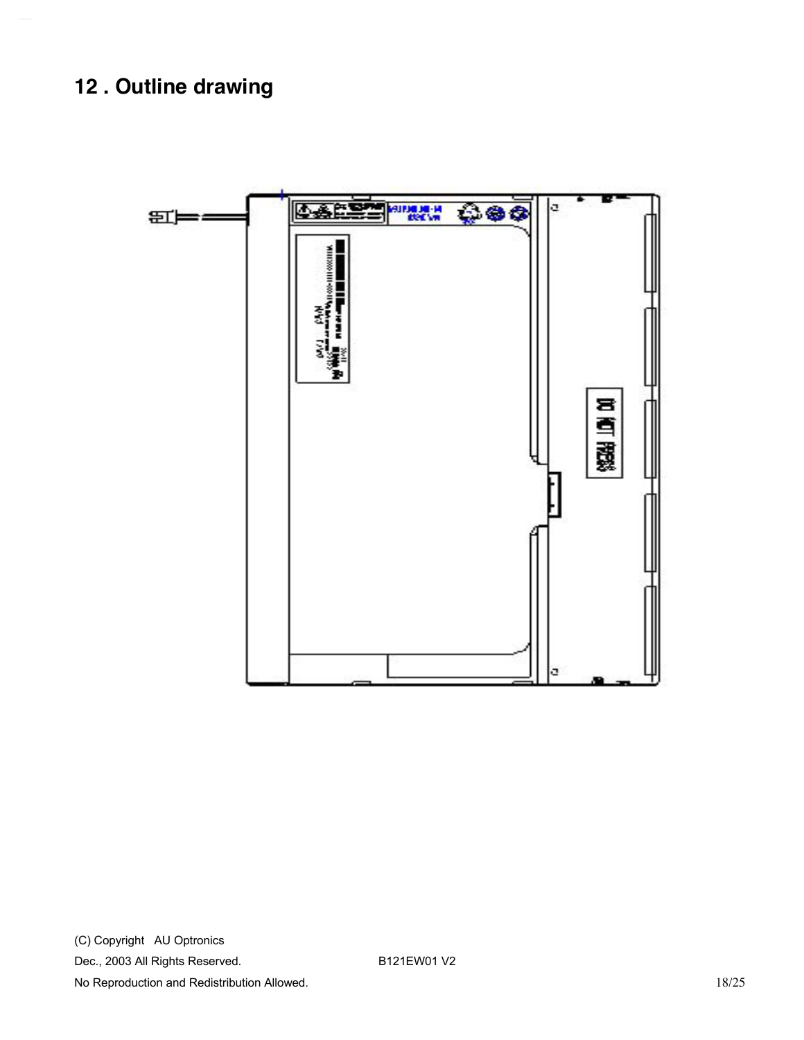## 12 . Outline drawing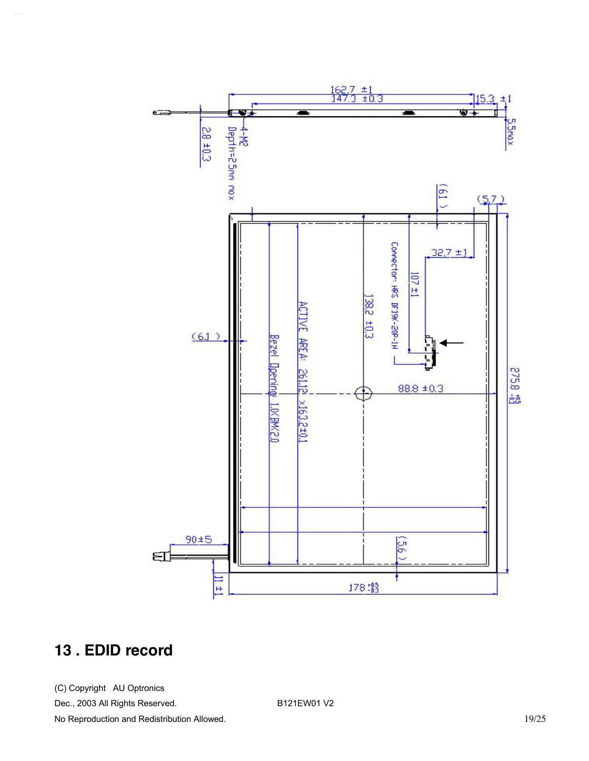162.7 ±1

147.3 ±0.3

15.3 ±1

5.5max

2.8 ±0.3

4-M2 Depth=2.5mm max

(6.1)

(5.7)

32.7 ±1

107 ±1

Connector: HRS DF19K-20P-1H

138.2 ±0.3

ACTIVE AREA: 261.12 x163.2±0.1

Bezel Opening: 1.0(BM)(2.0

(6.1)

88.8 ±0.3

275.8 $^{+0.5}_{-0.3}$

90±5

(5.6)

11 ±1

178 $^{+0.5}_{-0.3}$

## 13 . EDID record

(C) Copyright AU Optronics

Dec., 2003 All Rights Reserved. B121EW01 V2

No Reproduction and Redistribution Allowed.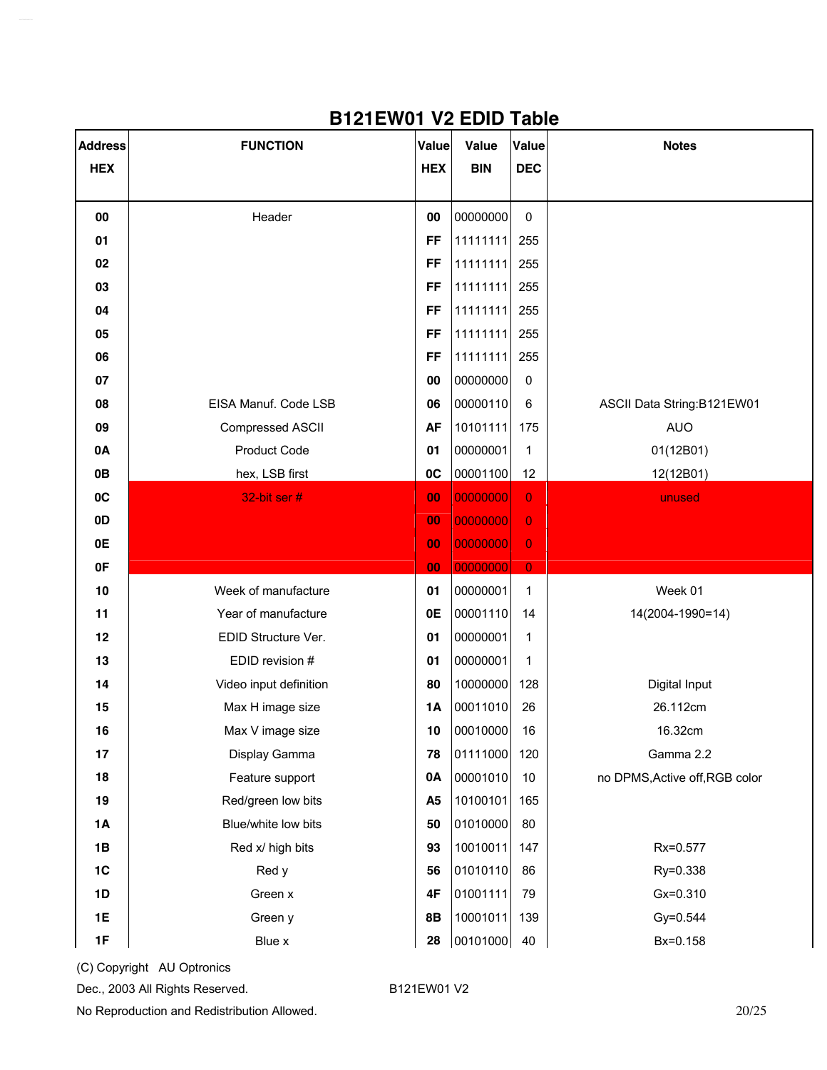# B121EW01 V2 EDID Table

| Address HEX | FUNCTION | Value HEX | Value BIN | Value DEC | Notes |
|---|---|---|---|---|---|
| 00 | Header | 00 | 00000000 | 0 | |
| 01 | | FF | 11111111 | 255 | |
| 02 | | FF | 11111111 | 255 | |
| 03 | | FF | 11111111 | 255 | |
| 04 | | FF | 11111111 | 255 | |
| 05 | | FF | 11111111 | 255 | |
| 06 | | FF | 11111111 | 255 | |
| 07 | | 00 | 00000000 | 0 | |
| 08 | EISA Manuf. Code LSB | 06 | 00000110 | 6 | ASCII Data String:B121EW01 |
| 09 | Compressed ASCII | AF | 10101111 | 175 | AUO |
| 0A | Product Code | 01 | 00000001 | 1 | 01(12B01) |
| 0B | hex, LSB first | 0C | 00001100 | 12 | 12(12B01) |
| 0C | 32-bit ser # | 00 | 00000000 | 0 | unused |
| 0D | | 00 | 00000000 | 0 | |
| 0E | | 00 | 00000000 | 0 | |
| 0F | | 00 | 00000000 | 0 | |
| 10 | Week of manufacture | 01 | 00000001 | 1 | Week 01 |
| 11 | Year of manufacture | 0E | 00001110 | 14 | 14(2004-1990=14) |
| 12 | EDID Structure Ver. | 01 | 00000001 | 1 | |
| 13 | EDID revision # | 01 | 00000001 | 1 | |
| 14 | Video input definition | 80 | 10000000 | 128 | Digital Input |
| 15 | Max H image size | 1A | 00011010 | 26 | 26.112cm |
| 16 | Max V image size | 10 | 00010000 | 16 | 16.32cm |
| 17 | Display Gamma | 78 | 01111000 | 120 | Gamma 2.2 |
| 18 | Feature support | 0A | 00001010 | 10 | no DPMS,Active off,RGB color |
| 19 | Red/green low bits | A5 | 10100101 | 165 | |
| 1A | Blue/white low bits | 50 | 01010000 | 80 | |
| 1B | Red x/ high bits | 93 | 10010011 | 147 | Rx=0.577 |
| 1C | Red y | 56 | 01010110 | 86 | Ry=0.338 |
| 1D | Green x | 4F | 01001111 | 79 | Gx=0.310 |
| 1E | Green y | 8B | 10001011 | 139 | Gy=0.544 |
| 1F | Blue x | 28 | 00101000 | 40 | Bx=0.158 |

(C) Copyright AU Optronics
Dec., 2003 All Rights Reserved. B121EW01 V2
No Reproduction and Redistribution Allowed.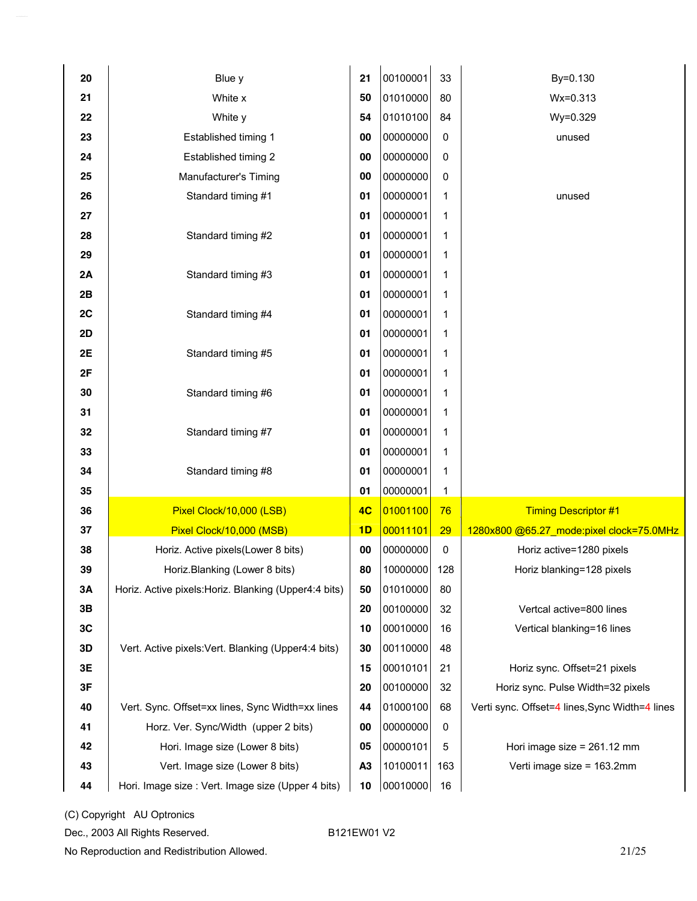| | | | | | |
|---|---|---|---|---|---|
| 20 | Blue y | 21 | 00100001 | 33 | By=0.130 |
| 21 | White x | 50 | 01010000 | 80 | Wx=0.313 |
| 22 | White y | 54 | 01010100 | 84 | Wy=0.329 |
| 23 | Established timing 1 | 00 | 00000000 | 0 | unused |
| 24 | Established timing 2 | 00 | 00000000 | 0 | |
| 25 | Manufacturer's Timing | 00 | 00000000 | 0 | |
| 26 | Standard timing #1 | 01 | 00000001 | 1 | unused |
| 27 | | 01 | 00000001 | 1 | |
| 28 | Standard timing #2 | 01 | 00000001 | 1 | |
| 29 | | 01 | 00000001 | 1 | |
| 2A | Standard timing #3 | 01 | 00000001 | 1 | |
| 2B | | 01 | 00000001 | 1 | |
| 2C | Standard timing #4 | 01 | 00000001 | 1 | |
| 2D | | 01 | 00000001 | 1 | |
| 2E | Standard timing #5 | 01 | 00000001 | 1 | |
| 2F | | 01 | 00000001 | 1 | |
| 30 | Standard timing #6 | 01 | 00000001 | 1 | |
| 31 | | 01 | 00000001 | 1 | |
| 32 | Standard timing #7 | 01 | 00000001 | 1 | |
| 33 | | 01 | 00000001 | 1 | |
| 34 | Standard timing #8 | 01 | 00000001 | 1 | |
| 35 | | 01 | 00000001 | 1 | |
| 36 | Pixel Clock/10,000 (LSB) | 4C | 01001100 | 76 | Timing Descriptor #1 |
| 37 | Pixel Clock/10,000 (MSB) | 1D | 00011101 | 29 | 1280x800 @65.27_mode:pixel clock=75.0MHz |
| 38 | Horiz. Active pixels(Lower 8 bits) | 00 | 00000000 | 0 | Horiz active=1280 pixels |
| 39 | Horiz.Blanking (Lower 8 bits) | 80 | 10000000 | 128 | Horiz blanking=128 pixels |
| 3A | Horiz. Active pixels:Horiz. Blanking (Upper4:4 bits) | 50 | 01010000 | 80 | |
| 3B | | 20 | 00100000 | 32 | Vertcal active=800 lines |
| 3C | | 10 | 00010000 | 16 | Vertical blanking=16 lines |
| 3D | Vert. Active pixels:Vert. Blanking (Upper4:4 bits) | 30 | 00110000 | 48 | |
| 3E | | 15 | 00010101 | 21 | Horiz sync. Offset=21 pixels |
| 3F | | 20 | 00100000 | 32 | Horiz sync. Pulse Width=32 pixels |
| 40 | Vert. Sync. Offset=xx lines, Sync Width=xx lines | 44 | 01000100 | 68 | Verti sync. Offset=4 lines,Sync Width=4 lines |
| 41 | Horz. Ver. Sync/Width (upper 2 bits) | 00 | 00000000 | 0 | |
| 42 | Hori. Image size (Lower 8 bits) | 05 | 00000101 | 5 | Hori image size = 261.12 mm |
| 43 | Vert. Image size (Lower 8 bits) | A3 | 10100011 | 163 | Verti image size = 163.2mm |
| 44 | Hori. Image size : Vert. Image size (Upper 4 bits) | 10 | 00010000 | 16 | |

(C) Copyright AU Optronics
Dec., 2003 All Rights Reserved. B121EW01 V2
No Reproduction and Redistribution Allowed.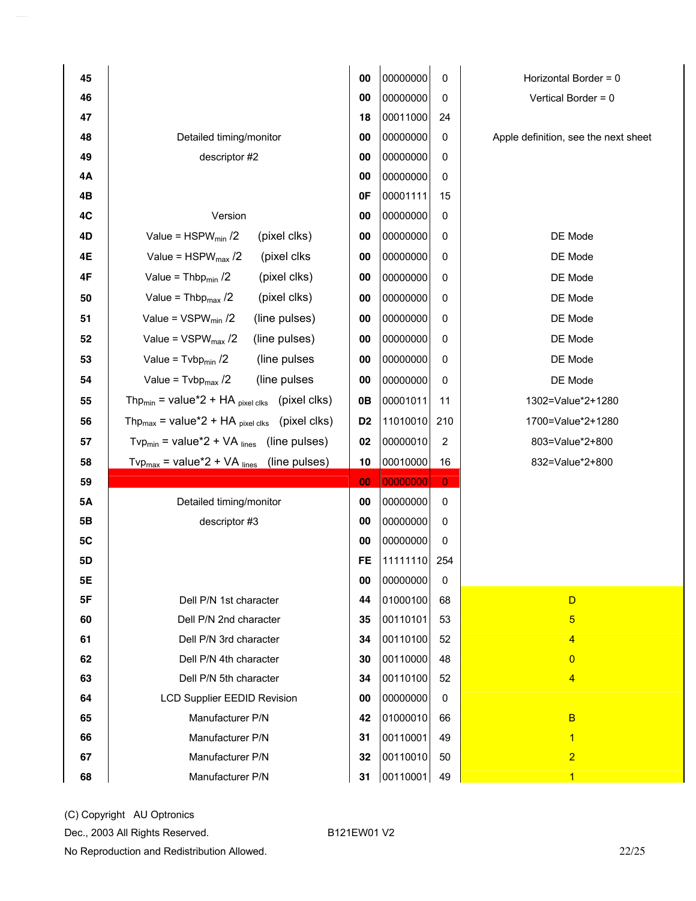| Address | Description | Hex | Binary | Dec | Note |
|---|---|---|---|---|---|
| 45 | | 00 | 00000000 | 0 | Horizontal Border = 0 |
| 46 | | 00 | 00000000 | 0 | Vertical Border = 0 |
| 47 | | 18 | 00011000 | 24 | |
| 48 | Detailed timing/monitor | 00 | 00000000 | 0 | Apple definition, see the next sheet |
| 49 | descriptor #2 | 00 | 00000000 | 0 | |
| 4A | | 00 | 00000000 | 0 | |
| 4B | | 0F | 00001111 | 15 | |
| 4C | Version | 00 | 00000000 | 0 | |
| 4D | Value = $HSPW_{min}$ /2 (pixel clks) | 00 | 00000000 | 0 | DE Mode |
| 4E | Value = $HSPW_{max}$ /2 (pixel clks | 00 | 00000000 | 0 | DE Mode |
| 4F | Value = $Thbp_{min}$ /2 (pixel clks) | 00 | 00000000 | 0 | DE Mode |
| 50 | Value = $Thbp_{max}$ /2 (pixel clks) | 00 | 00000000 | 0 | DE Mode |
| 51 | Value = $VSPW_{min}$ /2 (line pulses) | 00 | 00000000 | 0 | DE Mode |
| 52 | Value = $VSPW_{max}$ /2 (line pulses) | 00 | 00000000 | 0 | DE Mode |
| 53 | Value = $Tvbp_{min}$ /2 (line pulses | 00 | 00000000 | 0 | DE Mode |
| 54 | Value = $Tvbp_{max}$ /2 (line pulses | 00 | 00000000 | 0 | DE Mode |
| 55 | $Thp_{min}$ = value*2 + $HA_{pixel\ clks}$ (pixel clks) | 0B | 00001011 | 11 | 1302=Value*2+1280 |
| 56 | $Thp_{max}$ = value*2 + $HA_{pixel\ clks}$ (pixel clks) | D2 | 11010010 | 210 | 1700=Value*2+1280 |
| 57 | $Tvp_{min}$ = value*2 + $VA_{lines}$ (line pulses) | 02 | 00000010 | 2 | 803=Value*2+800 |
| 58 | $Tvp_{max}$ = value*2 + $VA_{lines}$ (line pulses) | 10 | 00010000 | 16 | 832=Value*2+800 |
| 59 | | 00 | 00000000 | 0 | |
| 5A | Detailed timing/monitor | 00 | 00000000 | 0 | |
| 5B | descriptor #3 | 00 | 00000000 | 0 | |
| 5C | | 00 | 00000000 | 0 | |
| 5D | | FE | 11111110 | 254 | |
| 5E | | 00 | 00000000 | 0 | |
| 5F | Dell P/N 1st character | 44 | 01000100 | 68 | D |
| 60 | Dell P/N 2nd character | 35 | 00110101 | 53 | 5 |
| 61 | Dell P/N 3rd character | 34 | 00110100 | 52 | 4 |
| 62 | Dell P/N 4th character | 30 | 00110000 | 48 | 0 |
| 63 | Dell P/N 5th character | 34 | 00110100 | 52 | 4 |
| 64 | LCD Supplier EEDID Revision | 00 | 00000000 | 0 | |
| 65 | Manufacturer P/N | 42 | 01000010 | 66 | B |
| 66 | Manufacturer P/N | 31 | 00110001 | 49 | 1 |
| 67 | Manufacturer P/N | 32 | 00110010 | 50 | 2 |
| 68 | Manufacturer P/N | 31 | 00110001 | 49 | 1 |

(C) Copyright AU Optronics
Dec., 2003 All Rights Reserved. B121EW01 V2
No Reproduction and Redistribution Allowed.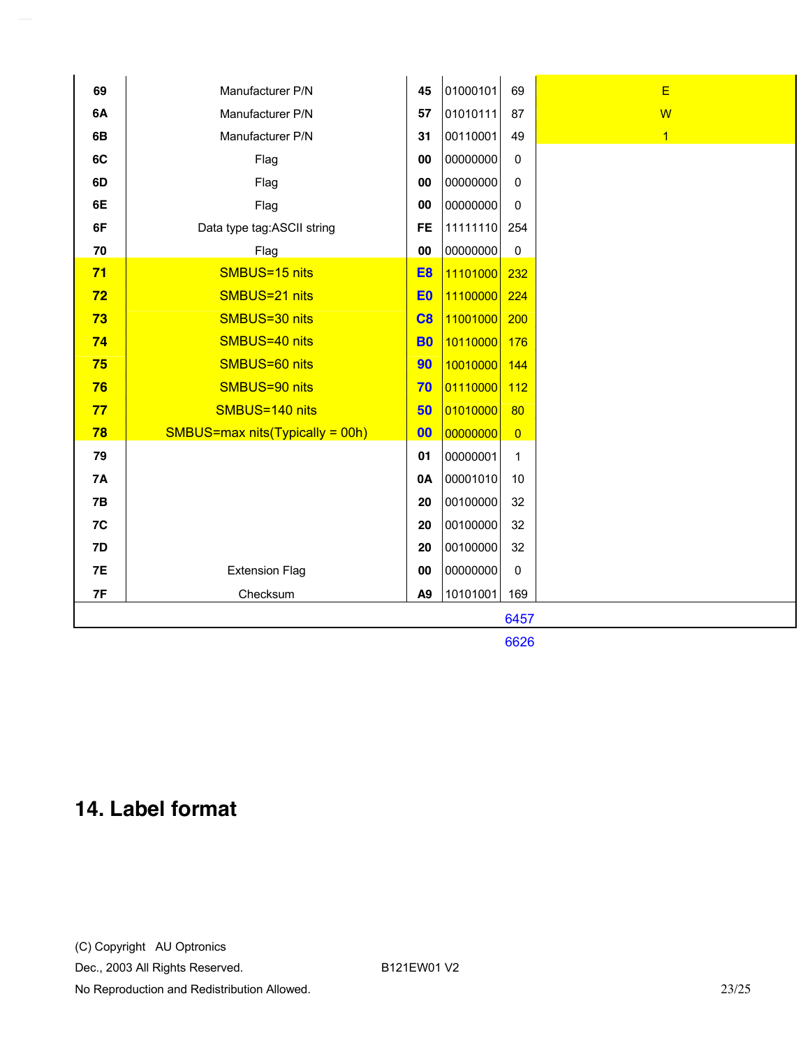| | | | | | |
|---|---|---|---|---|---|
| 69 | Manufacturer P/N | 45 | 01000101 | 69 | E |
| 6A | Manufacturer P/N | 57 | 01010111 | 87 | W |
| 6B | Manufacturer P/N | 31 | 00110001 | 49 | 1 |
| 6C | Flag | 00 | 00000000 | 0 | |
| 6D | Flag | 00 | 00000000 | 0 | |
| 6E | Flag | 00 | 00000000 | 0 | |
| 6F | Data type tag:ASCII string | FE | 11111110 | 254 | |
| 70 | Flag | 00 | 00000000 | 0 | |
| 71 | SMBUS=15 nits | E8 | 11101000 | 232 | |
| 72 | SMBUS=21 nits | E0 | 11100000 | 224 | |
| 73 | SMBUS=30 nits | C8 | 11001000 | 200 | |
| 74 | SMBUS=40 nits | B0 | 10110000 | 176 | |
| 75 | SMBUS=60 nits | 90 | 10010000 | 144 | |
| 76 | SMBUS=90 nits | 70 | 01110000 | 112 | |
| 77 | SMBUS=140 nits | 50 | 01010000 | 80 | |
| 78 | SMBUS=max nits(Typically = 00h) | 00 | 00000000 | 0 | |
| 79 | | 01 | 00000001 | 1 | |
| 7A | | 0A | 00001010 | 10 | |
| 7B | | 20 | 00100000 | 32 | |
| 7C | | 20 | 00100000 | 32 | |
| 7D | | 20 | 00100000 | 32 | |
| 7E | Extension Flag | 00 | 00000000 | 0 | |
| 7F | Checksum | A9 | 10101001 | 169 | |
| | | | | 6457 | |

6626

# 14. Label format

(C) Copyright AU Optronics
Dec., 2003 All Rights Reserved.
No Reproduction and Redistribution Allowed.

B121EW01 V2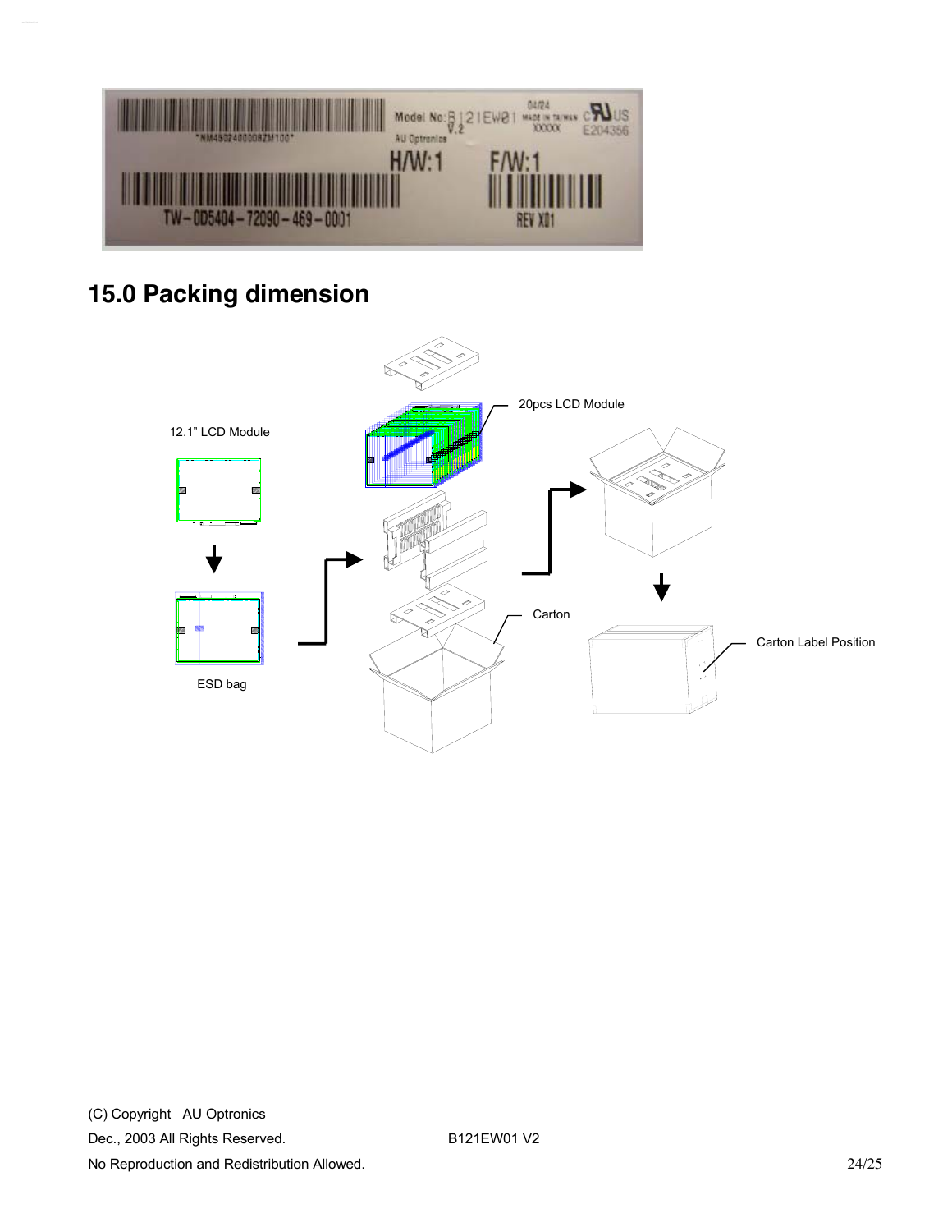## 15.0 Packing dimension

12.1" LCD Module

ESD bag

20pcs LCD Module

Carton

Carton Label Position